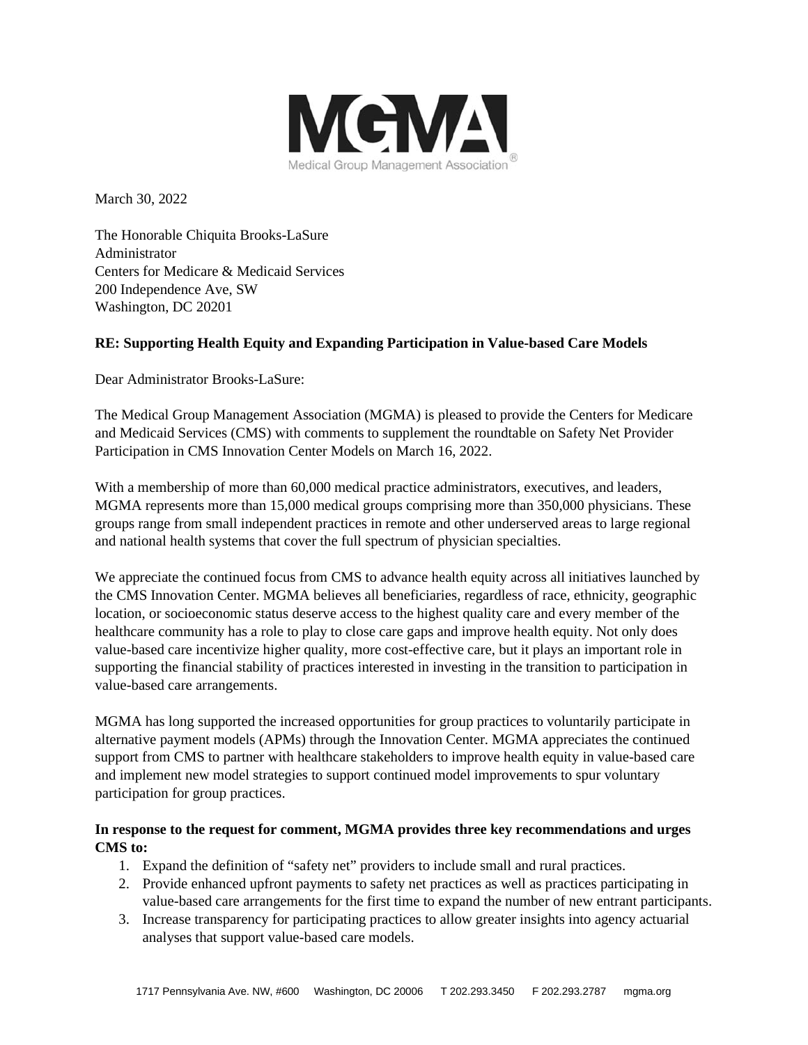March 30, 2022

The Honorable Chiquita Brooks-LaSure
Administrator
Centers for Medicare & Medicaid Services
200 Independence Ave, SW
Washington, DC 20201

**RE: Supporting Health Equity and Expanding Participation in Value-based Care Models**

Dear Administrator Brooks-LaSure:

The Medical Group Management Association (MGMA) is pleased to provide the Centers for Medicare and Medicaid Services (CMS) with comments to supplement the roundtable on Safety Net Provider Participation in CMS Innovation Center Models on March 16, 2022.

With a membership of more than 60,000 medical practice administrators, executives, and leaders, MGMA represents more than 15,000 medical groups comprising more than 350,000 physicians. These groups range from small independent practices in remote and other underserved areas to large regional and national health systems that cover the full spectrum of physician specialties.

We appreciate the continued focus from CMS to advance health equity across all initiatives launched by the CMS Innovation Center. MGMA believes all beneficiaries, regardless of race, ethnicity, geographic location, or socioeconomic status deserve access to the highest quality care and every member of the healthcare community has a role to play to close care gaps and improve health equity. Not only does value-based care incentivize higher quality, more cost-effective care, but it plays an important role in supporting the financial stability of practices interested in investing in the transition to participation in value-based care arrangements.

MGMA has long supported the increased opportunities for group practices to voluntarily participate in alternative payment models (APMs) through the Innovation Center. MGMA appreciates the continued support from CMS to partner with healthcare stakeholders to improve health equity in value-based care and implement new model strategies to support continued model improvements to spur voluntary participation for group practices.

**In response to the request for comment, MGMA provides three key recommendations and urges CMS to:**

1. Expand the definition of "safety net" providers to include small and rural practices.
2. Provide enhanced upfront payments to safety net practices as well as practices participating in value-based care arrangements for the first time to expand the number of new entrant participants.
3. Increase transparency for participating practices to allow greater insights into agency actuarial analyses that support value-based care models.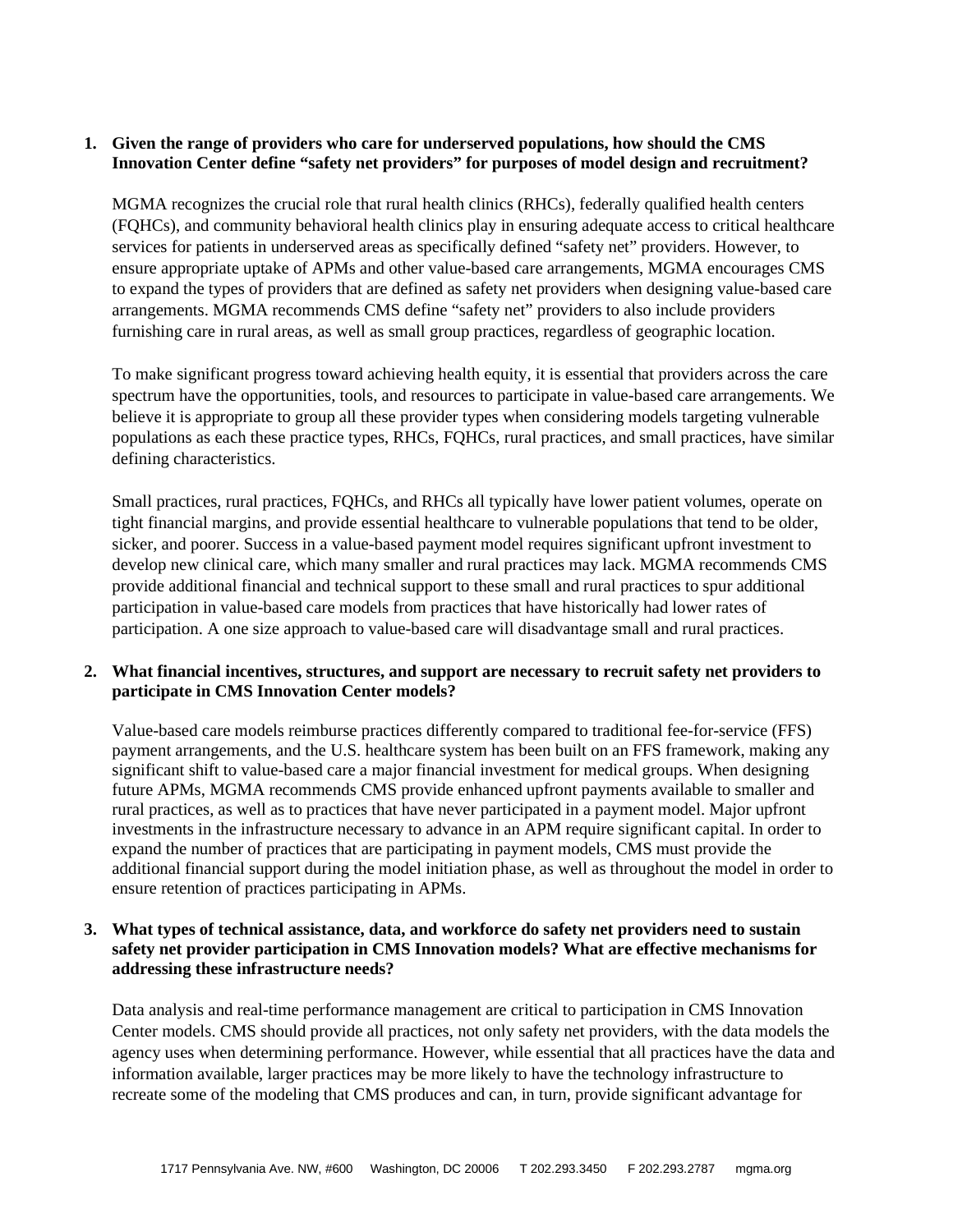1. **Given the range of providers who care for underserved populations, how should the CMS Innovation Center define "safety net providers" for purposes of model design and recruitment?**

   MGMA recognizes the crucial role that rural health clinics (RHCs), federally qualified health centers (FQHCs), and community behavioral health clinics play in ensuring adequate access to critical healthcare services for patients in underserved areas as specifically defined "safety net" providers. However, to ensure appropriate uptake of APMs and other value-based care arrangements, MGMA encourages CMS to expand the types of providers that are defined as safety net providers when designing value-based care arrangements. MGMA recommends CMS define "safety net" providers to also include providers furnishing care in rural areas, as well as small group practices, regardless of geographic location.

   To make significant progress toward achieving health equity, it is essential that providers across the care spectrum have the opportunities, tools, and resources to participate in value-based care arrangements. We believe it is appropriate to group all these provider types when considering models targeting vulnerable populations as each these practice types, RHCs, FQHCs, rural practices, and small practices, have similar defining characteristics.

   Small practices, rural practices, FQHCs, and RHCs all typically have lower patient volumes, operate on tight financial margins, and provide essential healthcare to vulnerable populations that tend to be older, sicker, and poorer. Success in a value-based payment model requires significant upfront investment to develop new clinical care, which many smaller and rural practices may lack. MGMA recommends CMS provide additional financial and technical support to these small and rural practices to spur additional participation in value-based care models from practices that have historically had lower rates of participation. A one size approach to value-based care will disadvantage small and rural practices.

2. **What financial incentives, structures, and support are necessary to recruit safety net providers to participate in CMS Innovation Center models?**

   Value-based care models reimburse practices differently compared to traditional fee-for-service (FFS) payment arrangements, and the U.S. healthcare system has been built on an FFS framework, making any significant shift to value-based care a major financial investment for medical groups. When designing future APMs, MGMA recommends CMS provide enhanced upfront payments available to smaller and rural practices, as well as to practices that have never participated in a payment model. Major upfront investments in the infrastructure necessary to advance in an APM require significant capital. In order to expand the number of practices that are participating in payment models, CMS must provide the additional financial support during the model initiation phase, as well as throughout the model in order to ensure retention of practices participating in APMs.

3. **What types of technical assistance, data, and workforce do safety net providers need to sustain safety net provider participation in CMS Innovation models? What are effective mechanisms for addressing these infrastructure needs?**

   Data analysis and real-time performance management are critical to participation in CMS Innovation Center models. CMS should provide all practices, not only safety net providers, with the data models the agency uses when determining performance. However, while essential that all practices have the data and information available, larger practices may be more likely to have the technology infrastructure to recreate some of the modeling that CMS produces and can, in turn, provide significant advantage for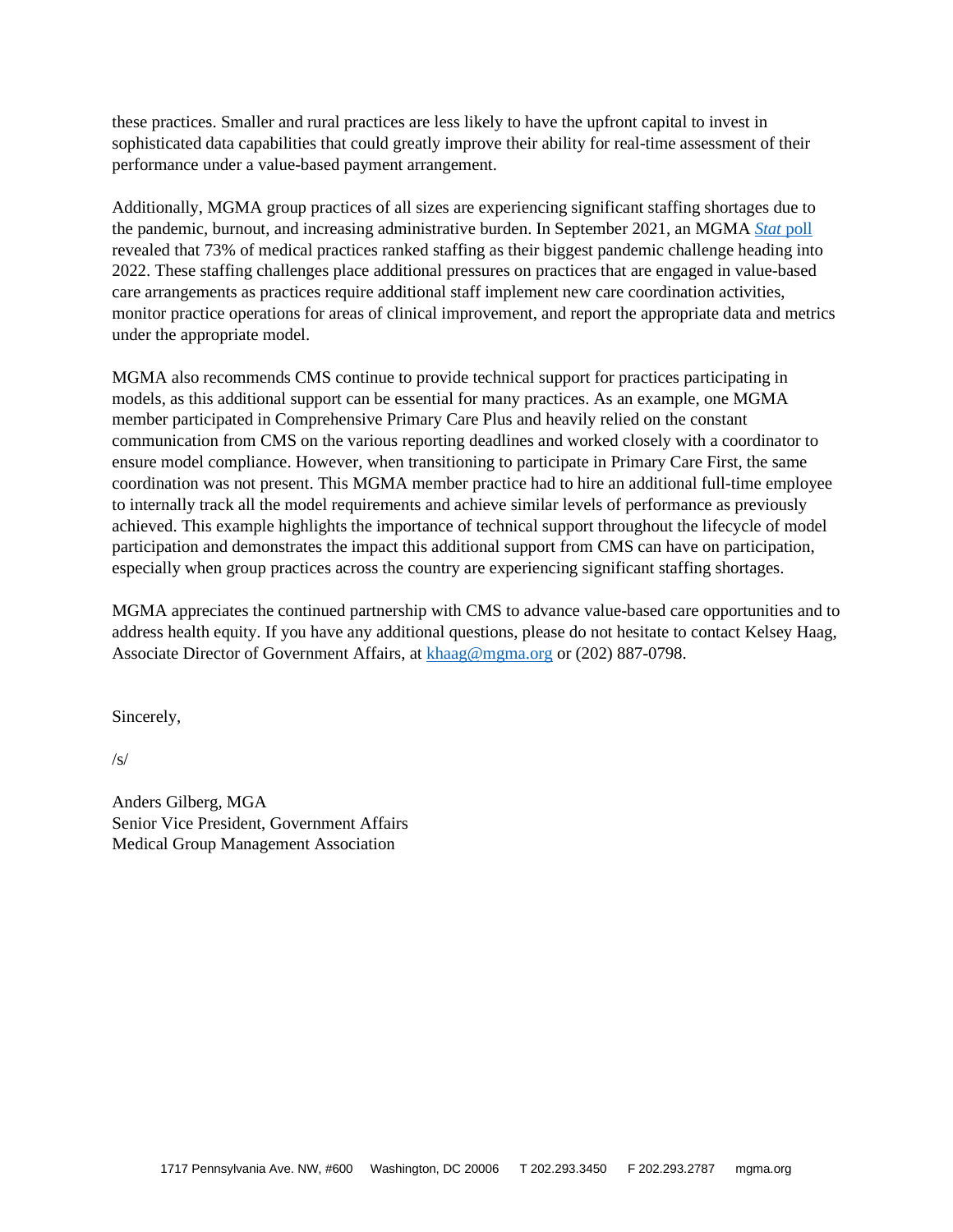these practices. Smaller and rural practices are less likely to have the upfront capital to invest in sophisticated data capabilities that could greatly improve their ability for real-time assessment of their performance under a value-based payment arrangement.

Additionally, MGMA group practices of all sizes are experiencing significant staffing shortages due to the pandemic, burnout, and increasing administrative burden. In September 2021, an MGMA *Stat* poll revealed that 73% of medical practices ranked staffing as their biggest pandemic challenge heading into 2022. These staffing challenges place additional pressures on practices that are engaged in value-based care arrangements as practices require additional staff implement new care coordination activities, monitor practice operations for areas of clinical improvement, and report the appropriate data and metrics under the appropriate model.

MGMA also recommends CMS continue to provide technical support for practices participating in models, as this additional support can be essential for many practices. As an example, one MGMA member participated in Comprehensive Primary Care Plus and heavily relied on the constant communication from CMS on the various reporting deadlines and worked closely with a coordinator to ensure model compliance. However, when transitioning to participate in Primary Care First, the same coordination was not present. This MGMA member practice had to hire an additional full-time employee to internally track all the model requirements and achieve similar levels of performance as previously achieved. This example highlights the importance of technical support throughout the lifecycle of model participation and demonstrates the impact this additional support from CMS can have on participation, especially when group practices across the country are experiencing significant staffing shortages.

MGMA appreciates the continued partnership with CMS to advance value-based care opportunities and to address health equity. If you have any additional questions, please do not hesitate to contact Kelsey Haag, Associate Director of Government Affairs, at khaag@mgma.org or (202) 887-0798.

Sincerely,

/s/

Anders Gilberg, MGA
Senior Vice President, Government Affairs
Medical Group Management Association

1717 Pennsylvania Ave. NW, #600 Washington, DC 20006 T 202.293.3450 F 202.293.2787 mgma.org